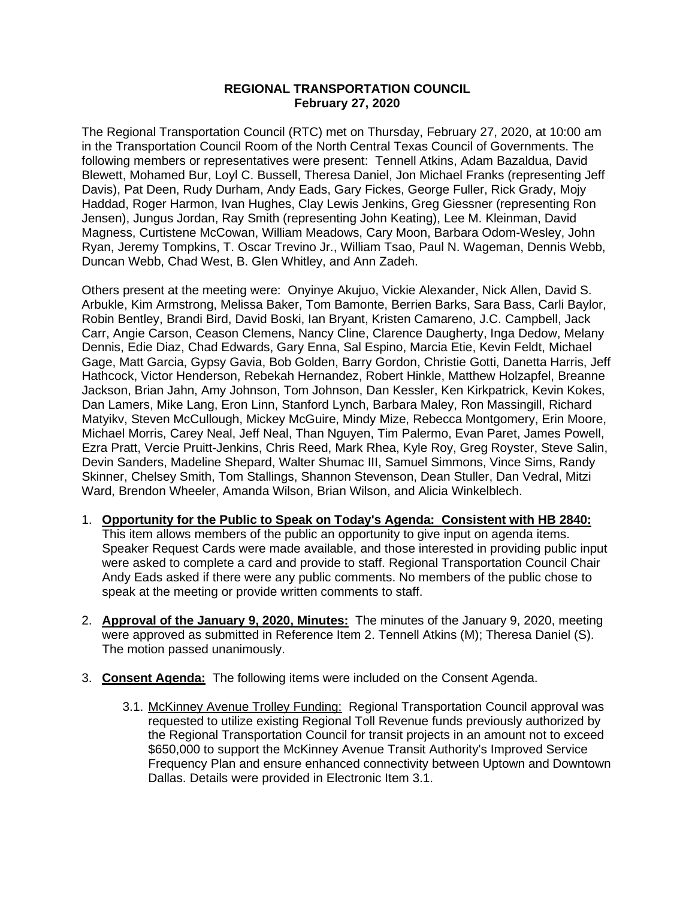# REGIONAL TRANSPORTATION COUNCIL
## February 27, 2020

The Regional Transportation Council (RTC) met on Thursday, February 27, 2020, at 10:00 am in the Transportation Council Room of the North Central Texas Council of Governments. The following members or representatives were present: Tennell Atkins, Adam Bazaldua, David Blewett, Mohamed Bur, Loyl C. Bussell, Theresa Daniel, Jon Michael Franks (representing Jeff Davis), Pat Deen, Rudy Durham, Andy Eads, Gary Fickes, George Fuller, Rick Grady, Mojy Haddad, Roger Harmon, Ivan Hughes, Clay Lewis Jenkins, Greg Giessner (representing Ron Jensen), Jungus Jordan, Ray Smith (representing John Keating), Lee M. Kleinman, David Magness, Curtistene McCowan, William Meadows, Cary Moon, Barbara Odom-Wesley, John Ryan, Jeremy Tompkins, T. Oscar Trevino Jr., William Tsao, Paul N. Wageman, Dennis Webb, Duncan Webb, Chad West, B. Glen Whitley, and Ann Zadeh.

Others present at the meeting were: Onyinye Akujuo, Vickie Alexander, Nick Allen, David S. Arbukle, Kim Armstrong, Melissa Baker, Tom Bamonte, Berrien Barks, Sara Bass, Carli Baylor, Robin Bentley, Brandi Bird, David Boski, Ian Bryant, Kristen Camareno, J.C. Campbell, Jack Carr, Angie Carson, Ceason Clemens, Nancy Cline, Clarence Daugherty, Inga Dedow, Melany Dennis, Edie Diaz, Chad Edwards, Gary Enna, Sal Espino, Marcia Etie, Kevin Feldt, Michael Gage, Matt Garcia, Gypsy Gavia, Bob Golden, Barry Gordon, Christie Gotti, Danetta Harris, Jeff Hathcock, Victor Henderson, Rebekah Hernandez, Robert Hinkle, Matthew Holzapfel, Breanne Jackson, Brian Jahn, Amy Johnson, Tom Johnson, Dan Kessler, Ken Kirkpatrick, Kevin Kokes, Dan Lamers, Mike Lang, Eron Linn, Stanford Lynch, Barbara Maley, Ron Massingill, Richard Matyikv, Steven McCullough, Mickey McGuire, Mindy Mize, Rebecca Montgomery, Erin Moore, Michael Morris, Carey Neal, Jeff Neal, Than Nguyen, Tim Palermo, Evan Paret, James Powell, Ezra Pratt, Vercie Pruitt-Jenkins, Chris Reed, Mark Rhea, Kyle Roy, Greg Royster, Steve Salin, Devin Sanders, Madeline Shepard, Walter Shumac III, Samuel Simmons, Vince Sims, Randy Skinner, Chelsey Smith, Tom Stallings, Shannon Stevenson, Dean Stuller, Dan Vedral, Mitzi Ward, Brendon Wheeler, Amanda Wilson, Brian Wilson, and Alicia Winkelblech.

1. **Opportunity for the Public to Speak on Today's Agenda: Consistent with HB 2840:** This item allows members of the public an opportunity to give input on agenda items. Speaker Request Cards were made available, and those interested in providing public input were asked to complete a card and provide to staff. Regional Transportation Council Chair Andy Eads asked if there were any public comments. No members of the public chose to speak at the meeting or provide written comments to staff.

2. **Approval of the January 9, 2020, Minutes:** The minutes of the January 9, 2020, meeting were approved as submitted in Reference Item 2. Tennell Atkins (M); Theresa Daniel (S). The motion passed unanimously.

3. **Consent Agenda:** The following items were included on the Consent Agenda.

   3.1. McKinney Avenue Trolley Funding: Regional Transportation Council approval was requested to utilize existing Regional Toll Revenue funds previously authorized by the Regional Transportation Council for transit projects in an amount not to exceed \$650,000 to support the McKinney Avenue Transit Authority's Improved Service Frequency Plan and ensure enhanced connectivity between Uptown and Downtown Dallas. Details were provided in Electronic Item 3.1.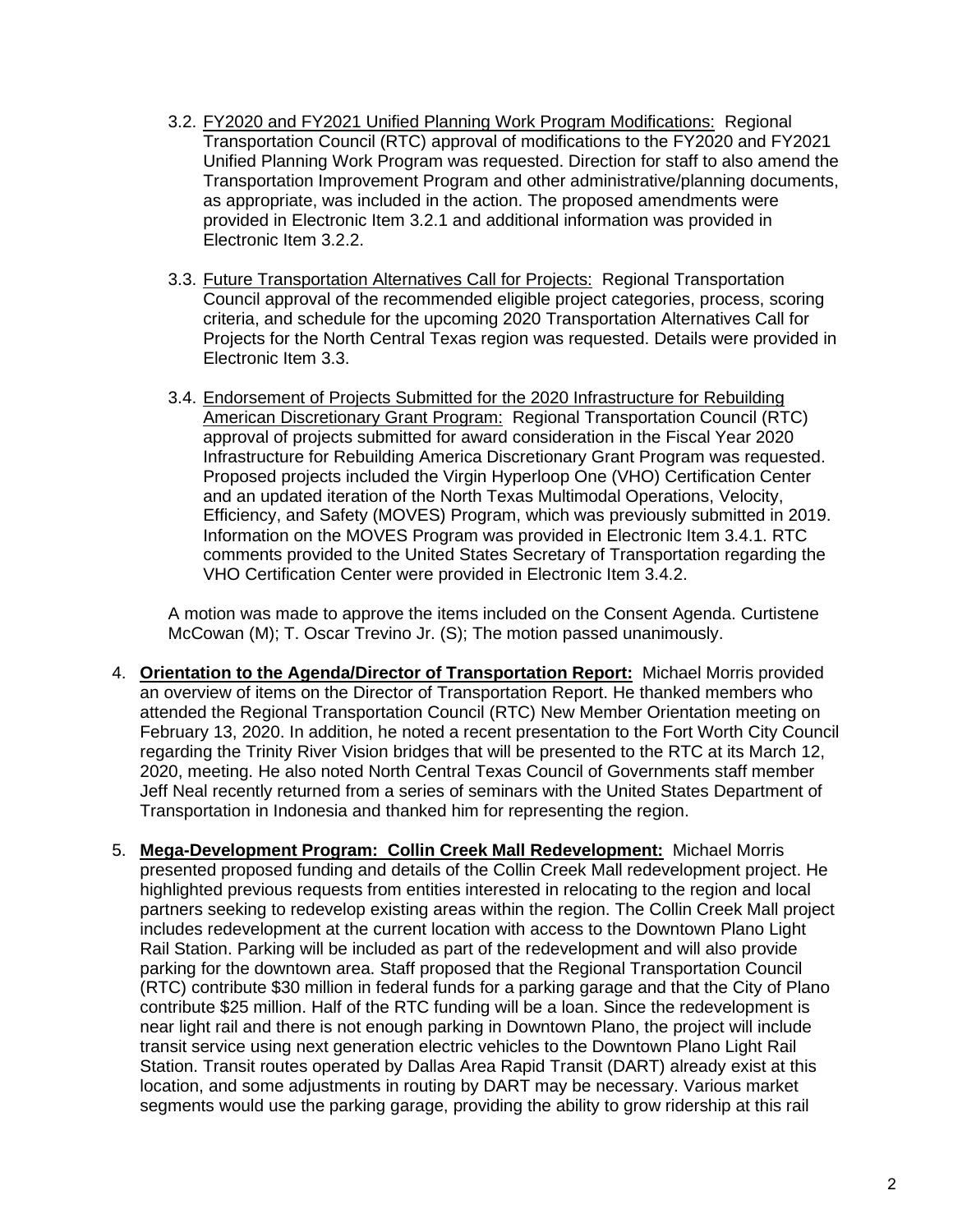3.2. <u>FY2020 and FY2021 Unified Planning Work Program Modifications:</u> Regional Transportation Council (RTC) approval of modifications to the FY2020 and FY2021 Unified Planning Work Program was requested. Direction for staff to also amend the Transportation Improvement Program and other administrative/planning documents, as appropriate, was included in the action. The proposed amendments were provided in Electronic Item 3.2.1 and additional information was provided in Electronic Item 3.2.2.

3.3. <u>Future Transportation Alternatives Call for Projects:</u> Regional Transportation Council approval of the recommended eligible project categories, process, scoring criteria, and schedule for the upcoming 2020 Transportation Alternatives Call for Projects for the North Central Texas region was requested. Details were provided in Electronic Item 3.3.

3.4. <u>Endorsement of Projects Submitted for the 2020 Infrastructure for Rebuilding American Discretionary Grant Program:</u> Regional Transportation Council (RTC) approval of projects submitted for award consideration in the Fiscal Year 2020 Infrastructure for Rebuilding America Discretionary Grant Program was requested. Proposed projects included the Virgin Hyperloop One (VHO) Certification Center and an updated iteration of the North Texas Multimodal Operations, Velocity, Efficiency, and Safety (MOVES) Program, which was previously submitted in 2019. Information on the MOVES Program was provided in Electronic Item 3.4.1. RTC comments provided to the United States Secretary of Transportation regarding the VHO Certification Center were provided in Electronic Item 3.4.2.

A motion was made to approve the items included on the Consent Agenda. Curtistene McCowan (M); T. Oscar Trevino Jr. (S); The motion passed unanimously.

4. **<u>Orientation to the Agenda/Director of Transportation Report:</u>** Michael Morris provided an overview of items on the Director of Transportation Report. He thanked members who attended the Regional Transportation Council (RTC) New Member Orientation meeting on February 13, 2020. In addition, he noted a recent presentation to the Fort Worth City Council regarding the Trinity River Vision bridges that will be presented to the RTC at its March 12, 2020, meeting. He also noted North Central Texas Council of Governments staff member Jeff Neal recently returned from a series of seminars with the United States Department of Transportation in Indonesia and thanked him for representing the region.

5. **<u>Mega-Development Program: Collin Creek Mall Redevelopment:</u>** Michael Morris presented proposed funding and details of the Collin Creek Mall redevelopment project. He highlighted previous requests from entities interested in relocating to the region and local partners seeking to redevelop existing areas within the region. The Collin Creek Mall project includes redevelopment at the current location with access to the Downtown Plano Light Rail Station. Parking will be included as part of the redevelopment and will also provide parking for the downtown area. Staff proposed that the Regional Transportation Council (RTC) contribute $30 million in federal funds for a parking garage and that the City of Plano contribute $25 million. Half of the RTC funding will be a loan. Since the redevelopment is near light rail and there is not enough parking in Downtown Plano, the project will include transit service using next generation electric vehicles to the Downtown Plano Light Rail Station. Transit routes operated by Dallas Area Rapid Transit (DART) already exist at this location, and some adjustments in routing by DART may be necessary. Various market segments would use the parking garage, providing the ability to grow ridership at this rail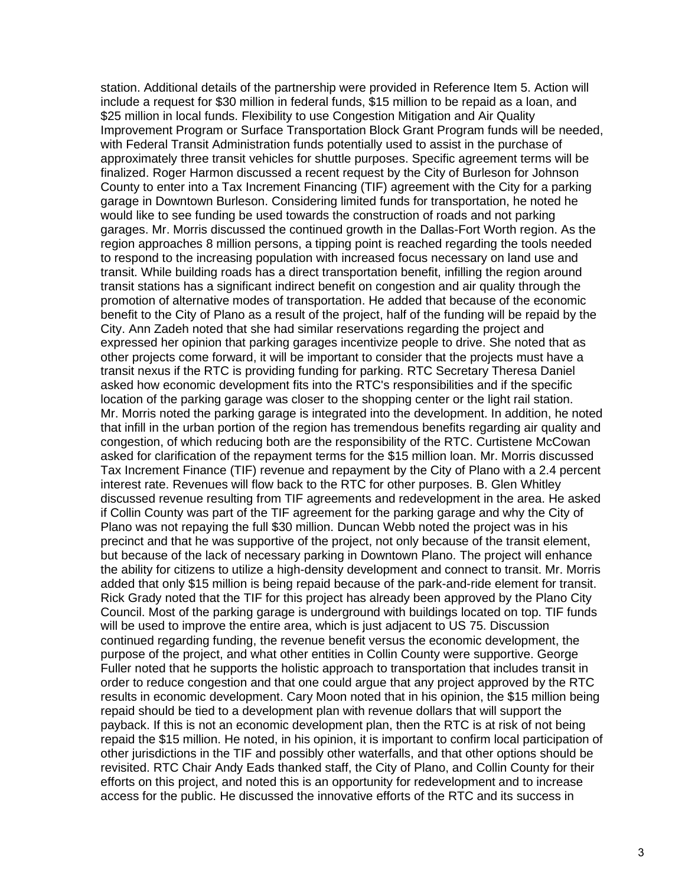station. Additional details of the partnership were provided in Reference Item 5. Action will include a request for $30 million in federal funds, $15 million to be repaid as a loan, and $25 million in local funds. Flexibility to use Congestion Mitigation and Air Quality Improvement Program or Surface Transportation Block Grant Program funds will be needed, with Federal Transit Administration funds potentially used to assist in the purchase of approximately three transit vehicles for shuttle purposes. Specific agreement terms will be finalized. Roger Harmon discussed a recent request by the City of Burleson for Johnson County to enter into a Tax Increment Financing (TIF) agreement with the City for a parking garage in Downtown Burleson. Considering limited funds for transportation, he noted he would like to see funding be used towards the construction of roads and not parking garages. Mr. Morris discussed the continued growth in the Dallas-Fort Worth region. As the region approaches 8 million persons, a tipping point is reached regarding the tools needed to respond to the increasing population with increased focus necessary on land use and transit. While building roads has a direct transportation benefit, infilling the region around transit stations has a significant indirect benefit on congestion and air quality through the promotion of alternative modes of transportation. He added that because of the economic benefit to the City of Plano as a result of the project, half of the funding will be repaid by the City. Ann Zadeh noted that she had similar reservations regarding the project and expressed her opinion that parking garages incentivize people to drive. She noted that as other projects come forward, it will be important to consider that the projects must have a transit nexus if the RTC is providing funding for parking. RTC Secretary Theresa Daniel asked how economic development fits into the RTC's responsibilities and if the specific location of the parking garage was closer to the shopping center or the light rail station. Mr. Morris noted the parking garage is integrated into the development. In addition, he noted that infill in the urban portion of the region has tremendous benefits regarding air quality and congestion, of which reducing both are the responsibility of the RTC. Curtistene McCowan asked for clarification of the repayment terms for the $15 million loan. Mr. Morris discussed Tax Increment Finance (TIF) revenue and repayment by the City of Plano with a 2.4 percent interest rate. Revenues will flow back to the RTC for other purposes. B. Glen Whitley discussed revenue resulting from TIF agreements and redevelopment in the area. He asked if Collin County was part of the TIF agreement for the parking garage and why the City of Plano was not repaying the full $30 million. Duncan Webb noted the project was in his precinct and that he was supportive of the project, not only because of the transit element, but because of the lack of necessary parking in Downtown Plano. The project will enhance the ability for citizens to utilize a high-density development and connect to transit. Mr. Morris added that only $15 million is being repaid because of the park-and-ride element for transit. Rick Grady noted that the TIF for this project has already been approved by the Plano City Council. Most of the parking garage is underground with buildings located on top. TIF funds will be used to improve the entire area, which is just adjacent to US 75. Discussion continued regarding funding, the revenue benefit versus the economic development, the purpose of the project, and what other entities in Collin County were supportive. George Fuller noted that he supports the holistic approach to transportation that includes transit in order to reduce congestion and that one could argue that any project approved by the RTC results in economic development. Cary Moon noted that in his opinion, the $15 million being repaid should be tied to a development plan with revenue dollars that will support the payback. If this is not an economic development plan, then the RTC is at risk of not being repaid the $15 million. He noted, in his opinion, it is important to confirm local participation of other jurisdictions in the TIF and possibly other waterfalls, and that other options should be revisited. RTC Chair Andy Eads thanked staff, the City of Plano, and Collin County for their efforts on this project, and noted this is an opportunity for redevelopment and to increase access for the public. He discussed the innovative efforts of the RTC and its success in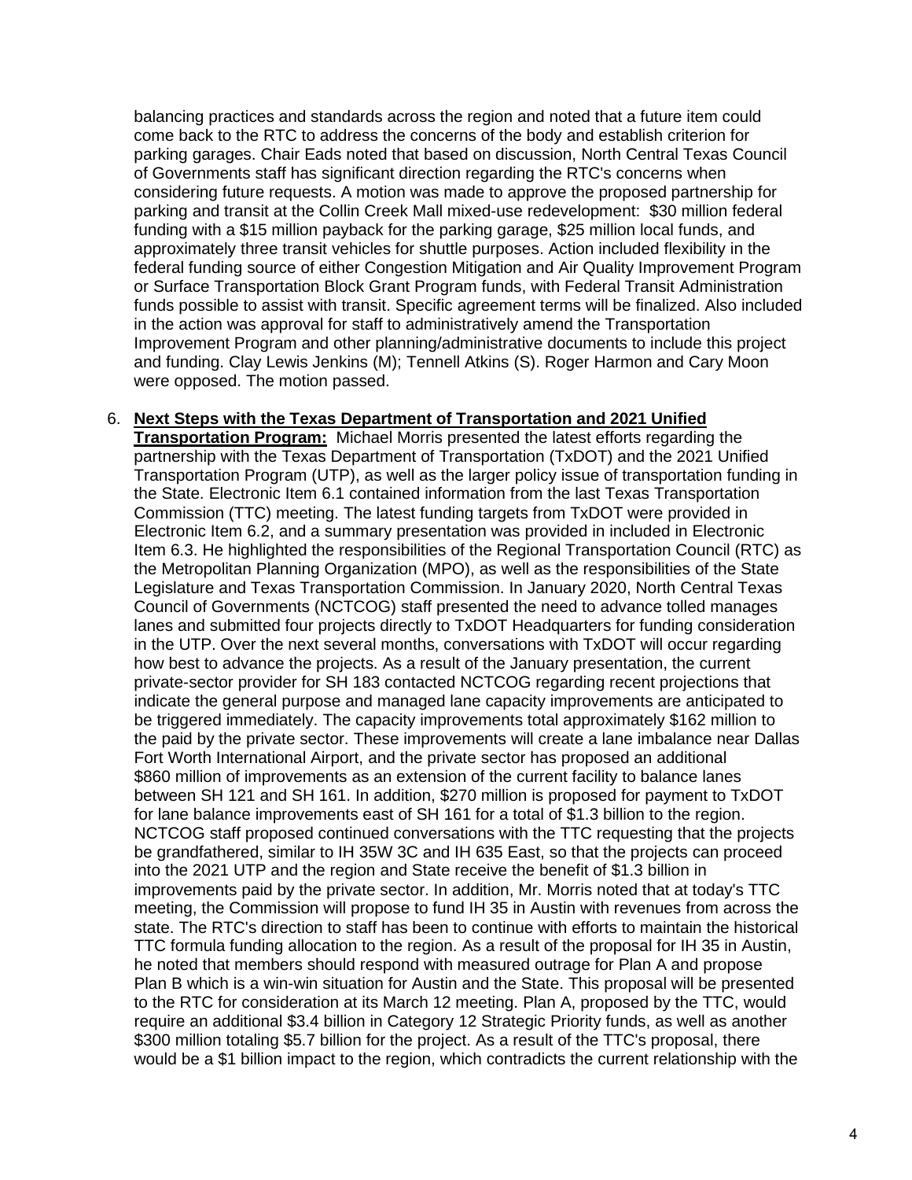balancing practices and standards across the region and noted that a future item could come back to the RTC to address the concerns of the body and establish criterion for parking garages. Chair Eads noted that based on discussion, North Central Texas Council of Governments staff has significant direction regarding the RTC's concerns when considering future requests. A motion was made to approve the proposed partnership for parking and transit at the Collin Creek Mall mixed-use redevelopment: $30 million federal funding with a $15 million payback for the parking garage, $25 million local funds, and approximately three transit vehicles for shuttle purposes. Action included flexibility in the federal funding source of either Congestion Mitigation and Air Quality Improvement Program or Surface Transportation Block Grant Program funds, with Federal Transit Administration funds possible to assist with transit. Specific agreement terms will be finalized. Also included in the action was approval for staff to administratively amend the Transportation Improvement Program and other planning/administrative documents to include this project and funding. Clay Lewis Jenkins (M); Tennell Atkins (S). Roger Harmon and Cary Moon were opposed. The motion passed.

6. **Next Steps with the Texas Department of Transportation and 2021 Unified Transportation Program:** Michael Morris presented the latest efforts regarding the partnership with the Texas Department of Transportation (TxDOT) and the 2021 Unified Transportation Program (UTP), as well as the larger policy issue of transportation funding in the State. Electronic Item 6.1 contained information from the last Texas Transportation Commission (TTC) meeting. The latest funding targets from TxDOT were provided in Electronic Item 6.2, and a summary presentation was provided in included in Electronic Item 6.3. He highlighted the responsibilities of the Regional Transportation Council (RTC) as the Metropolitan Planning Organization (MPO), as well as the responsibilities of the State Legislature and Texas Transportation Commission. In January 2020, North Central Texas Council of Governments (NCTCOG) staff presented the need to advance tolled manages lanes and submitted four projects directly to TxDOT Headquarters for funding consideration in the UTP. Over the next several months, conversations with TxDOT will occur regarding how best to advance the projects. As a result of the January presentation, the current private-sector provider for SH 183 contacted NCTCOG regarding recent projections that indicate the general purpose and managed lane capacity improvements are anticipated to be triggered immediately. The capacity improvements total approximately $162 million to the paid by the private sector. These improvements will create a lane imbalance near Dallas Fort Worth International Airport, and the private sector has proposed an additional $860 million of improvements as an extension of the current facility to balance lanes between SH 121 and SH 161. In addition, $270 million is proposed for payment to TxDOT for lane balance improvements east of SH 161 for a total of $1.3 billion to the region. NCTCOG staff proposed continued conversations with the TTC requesting that the projects be grandfathered, similar to IH 35W 3C and IH 635 East, so that the projects can proceed into the 2021 UTP and the region and State receive the benefit of $1.3 billion in improvements paid by the private sector. In addition, Mr. Morris noted that at today's TTC meeting, the Commission will propose to fund IH 35 in Austin with revenues from across the state. The RTC's direction to staff has been to continue with efforts to maintain the historical TTC formula funding allocation to the region. As a result of the proposal for IH 35 in Austin, he noted that members should respond with measured outrage for Plan A and propose Plan B which is a win-win situation for Austin and the State. This proposal will be presented to the RTC for consideration at its March 12 meeting. Plan A, proposed by the TTC, would require an additional $3.4 billion in Category 12 Strategic Priority funds, as well as another $300 million totaling $5.7 billion for the project. As a result of the TTC's proposal, there would be a $1 billion impact to the region, which contradicts the current relationship with the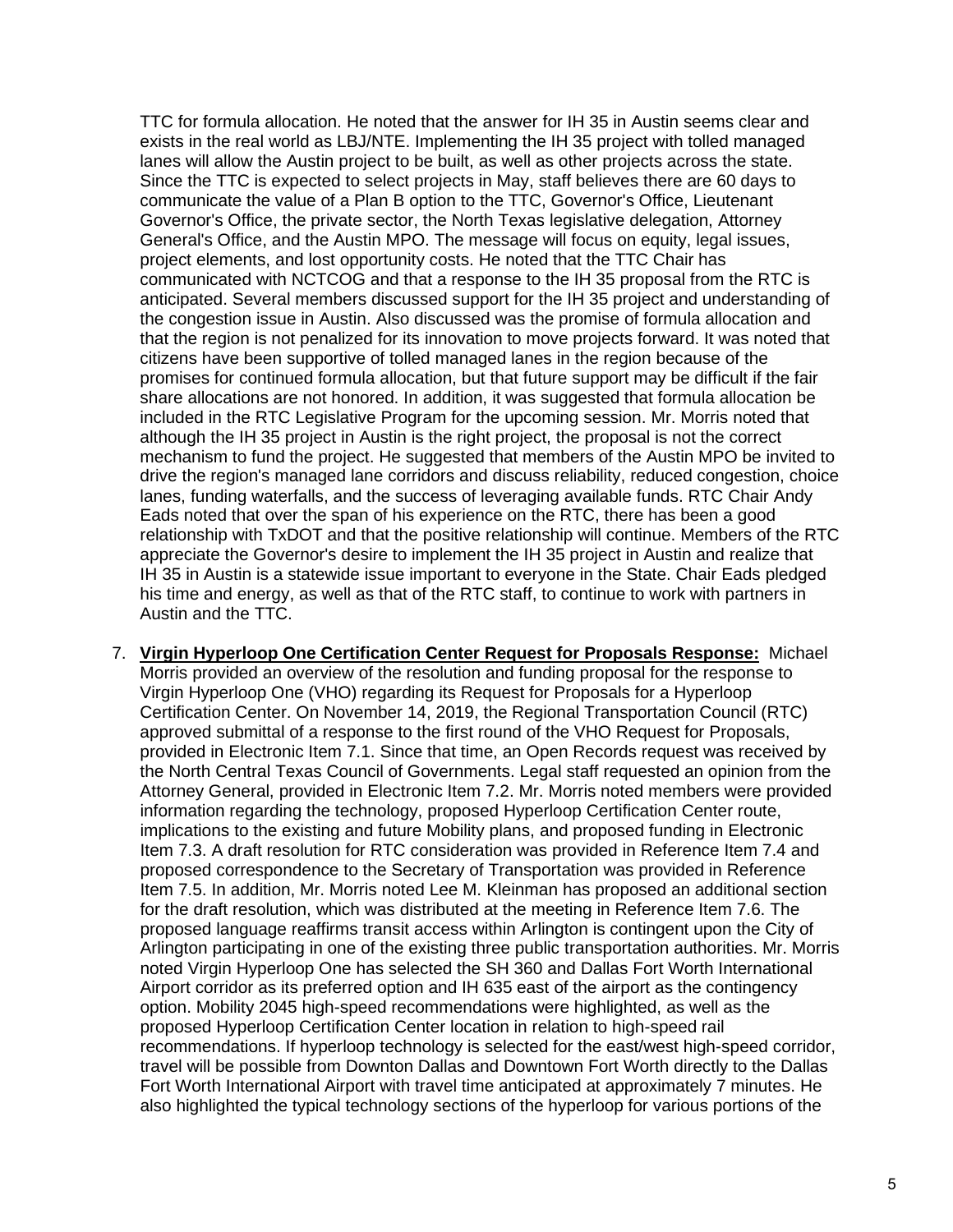TTC for formula allocation. He noted that the answer for IH 35 in Austin seems clear and exists in the real world as LBJ/NTE. Implementing the IH 35 project with tolled managed lanes will allow the Austin project to be built, as well as other projects across the state. Since the TTC is expected to select projects in May, staff believes there are 60 days to communicate the value of a Plan B option to the TTC, Governor's Office, Lieutenant Governor's Office, the private sector, the North Texas legislative delegation, Attorney General's Office, and the Austin MPO. The message will focus on equity, legal issues, project elements, and lost opportunity costs. He noted that the TTC Chair has communicated with NCTCOG and that a response to the IH 35 proposal from the RTC is anticipated. Several members discussed support for the IH 35 project and understanding of the congestion issue in Austin. Also discussed was the promise of formula allocation and that the region is not penalized for its innovation to move projects forward. It was noted that citizens have been supportive of tolled managed lanes in the region because of the promises for continued formula allocation, but that future support may be difficult if the fair share allocations are not honored. In addition, it was suggested that formula allocation be included in the RTC Legislative Program for the upcoming session. Mr. Morris noted that although the IH 35 project in Austin is the right project, the proposal is not the correct mechanism to fund the project. He suggested that members of the Austin MPO be invited to drive the region's managed lane corridors and discuss reliability, reduced congestion, choice lanes, funding waterfalls, and the success of leveraging available funds. RTC Chair Andy Eads noted that over the span of his experience on the RTC, there has been a good relationship with TxDOT and that the positive relationship will continue. Members of the RTC appreciate the Governor's desire to implement the IH 35 project in Austin and realize that IH 35 in Austin is a statewide issue important to everyone in the State. Chair Eads pledged his time and energy, as well as that of the RTC staff, to continue to work with partners in Austin and the TTC.

7. **Virgin Hyperloop One Certification Center Request for Proposals Response:** Michael Morris provided an overview of the resolution and funding proposal for the response to Virgin Hyperloop One (VHO) regarding its Request for Proposals for a Hyperloop Certification Center. On November 14, 2019, the Regional Transportation Council (RTC) approved submittal of a response to the first round of the VHO Request for Proposals, provided in Electronic Item 7.1. Since that time, an Open Records request was received by the North Central Texas Council of Governments. Legal staff requested an opinion from the Attorney General, provided in Electronic Item 7.2. Mr. Morris noted members were provided information regarding the technology, proposed Hyperloop Certification Center route, implications to the existing and future Mobility plans, and proposed funding in Electronic Item 7.3. A draft resolution for RTC consideration was provided in Reference Item 7.4 and proposed correspondence to the Secretary of Transportation was provided in Reference Item 7.5. In addition, Mr. Morris noted Lee M. Kleinman has proposed an additional section for the draft resolution, which was distributed at the meeting in Reference Item 7.6. The proposed language reaffirms transit access within Arlington is contingent upon the City of Arlington participating in one of the existing three public transportation authorities. Mr. Morris noted Virgin Hyperloop One has selected the SH 360 and Dallas Fort Worth International Airport corridor as its preferred option and IH 635 east of the airport as the contingency option. Mobility 2045 high-speed recommendations were highlighted, as well as the proposed Hyperloop Certification Center location in relation to high-speed rail recommendations. If hyperloop technology is selected for the east/west high-speed corridor, travel will be possible from Downton Dallas and Downtown Fort Worth directly to the Dallas Fort Worth International Airport with travel time anticipated at approximately 7 minutes. He also highlighted the typical technology sections of the hyperloop for various portions of the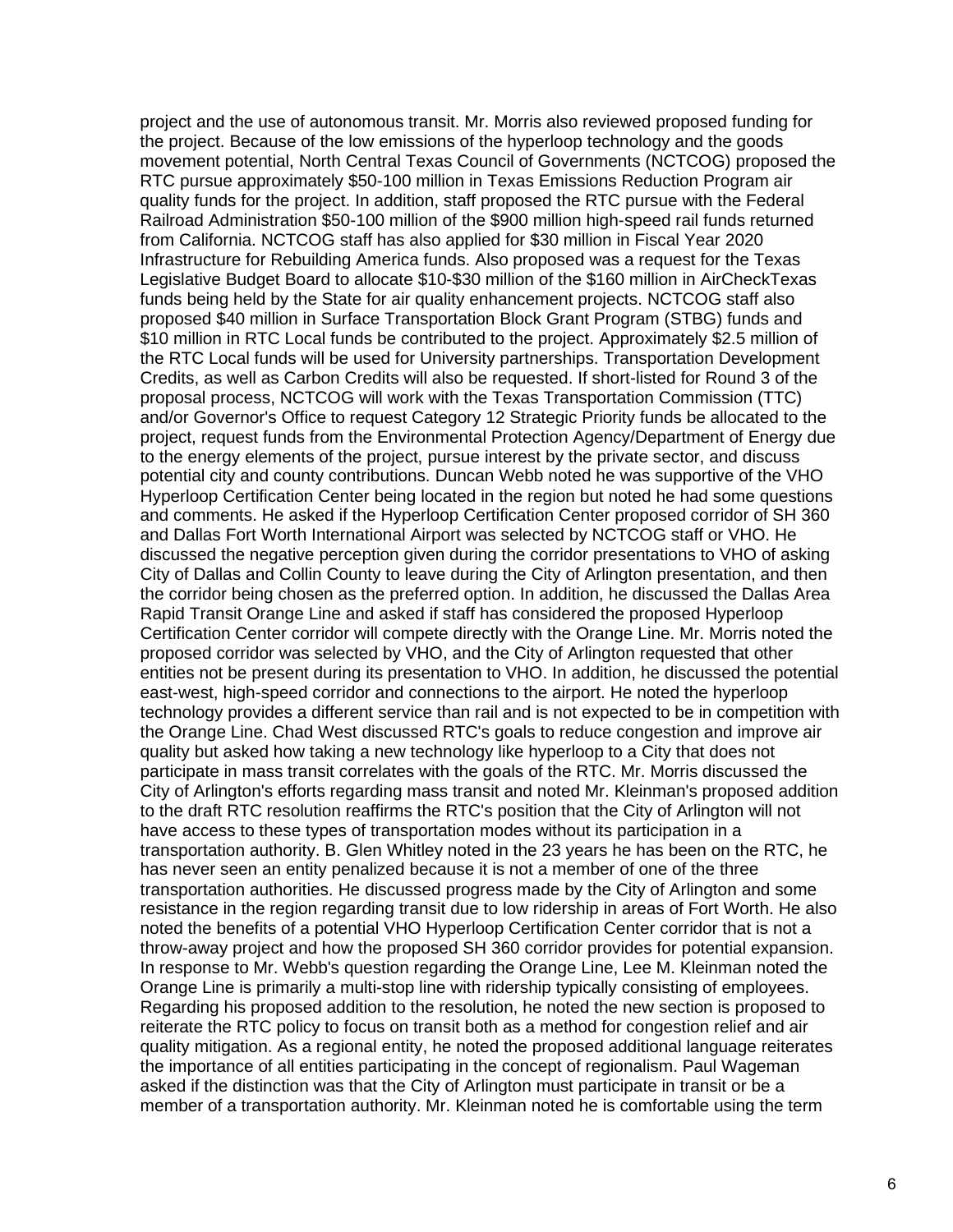project and the use of autonomous transit. Mr. Morris also reviewed proposed funding for the project. Because of the low emissions of the hyperloop technology and the goods movement potential, North Central Texas Council of Governments (NCTCOG) proposed the RTC pursue approximately $50-100 million in Texas Emissions Reduction Program air quality funds for the project. In addition, staff proposed the RTC pursue with the Federal Railroad Administration $50-100 million of the $900 million high-speed rail funds returned from California. NCTCOG staff has also applied for $30 million in Fiscal Year 2020 Infrastructure for Rebuilding America funds. Also proposed was a request for the Texas Legislative Budget Board to allocate $10-$30 million of the $160 million in AirCheckTexas funds being held by the State for air quality enhancement projects. NCTCOG staff also proposed $40 million in Surface Transportation Block Grant Program (STBG) funds and $10 million in RTC Local funds be contributed to the project. Approximately $2.5 million of the RTC Local funds will be used for University partnerships. Transportation Development Credits, as well as Carbon Credits will also be requested. If short-listed for Round 3 of the proposal process, NCTCOG will work with the Texas Transportation Commission (TTC) and/or Governor's Office to request Category 12 Strategic Priority funds be allocated to the project, request funds from the Environmental Protection Agency/Department of Energy due to the energy elements of the project, pursue interest by the private sector, and discuss potential city and county contributions. Duncan Webb noted he was supportive of the VHO Hyperloop Certification Center being located in the region but noted he had some questions and comments. He asked if the Hyperloop Certification Center proposed corridor of SH 360 and Dallas Fort Worth International Airport was selected by NCTCOG staff or VHO. He discussed the negative perception given during the corridor presentations to VHO of asking City of Dallas and Collin County to leave during the City of Arlington presentation, and then the corridor being chosen as the preferred option. In addition, he discussed the Dallas Area Rapid Transit Orange Line and asked if staff has considered the proposed Hyperloop Certification Center corridor will compete directly with the Orange Line. Mr. Morris noted the proposed corridor was selected by VHO, and the City of Arlington requested that other entities not be present during its presentation to VHO. In addition, he discussed the potential east-west, high-speed corridor and connections to the airport. He noted the hyperloop technology provides a different service than rail and is not expected to be in competition with the Orange Line. Chad West discussed RTC's goals to reduce congestion and improve air quality but asked how taking a new technology like hyperloop to a City that does not participate in mass transit correlates with the goals of the RTC. Mr. Morris discussed the City of Arlington's efforts regarding mass transit and noted Mr. Kleinman's proposed addition to the draft RTC resolution reaffirms the RTC's position that the City of Arlington will not have access to these types of transportation modes without its participation in a transportation authority. B. Glen Whitley noted in the 23 years he has been on the RTC, he has never seen an entity penalized because it is not a member of one of the three transportation authorities. He discussed progress made by the City of Arlington and some resistance in the region regarding transit due to low ridership in areas of Fort Worth. He also noted the benefits of a potential VHO Hyperloop Certification Center corridor that is not a throw-away project and how the proposed SH 360 corridor provides for potential expansion. In response to Mr. Webb's question regarding the Orange Line, Lee M. Kleinman noted the Orange Line is primarily a multi-stop line with ridership typically consisting of employees. Regarding his proposed addition to the resolution, he noted the new section is proposed to reiterate the RTC policy to focus on transit both as a method for congestion relief and air quality mitigation. As a regional entity, he noted the proposed additional language reiterates the importance of all entities participating in the concept of regionalism. Paul Wageman asked if the distinction was that the City of Arlington must participate in transit or be a member of a transportation authority. Mr. Kleinman noted he is comfortable using the term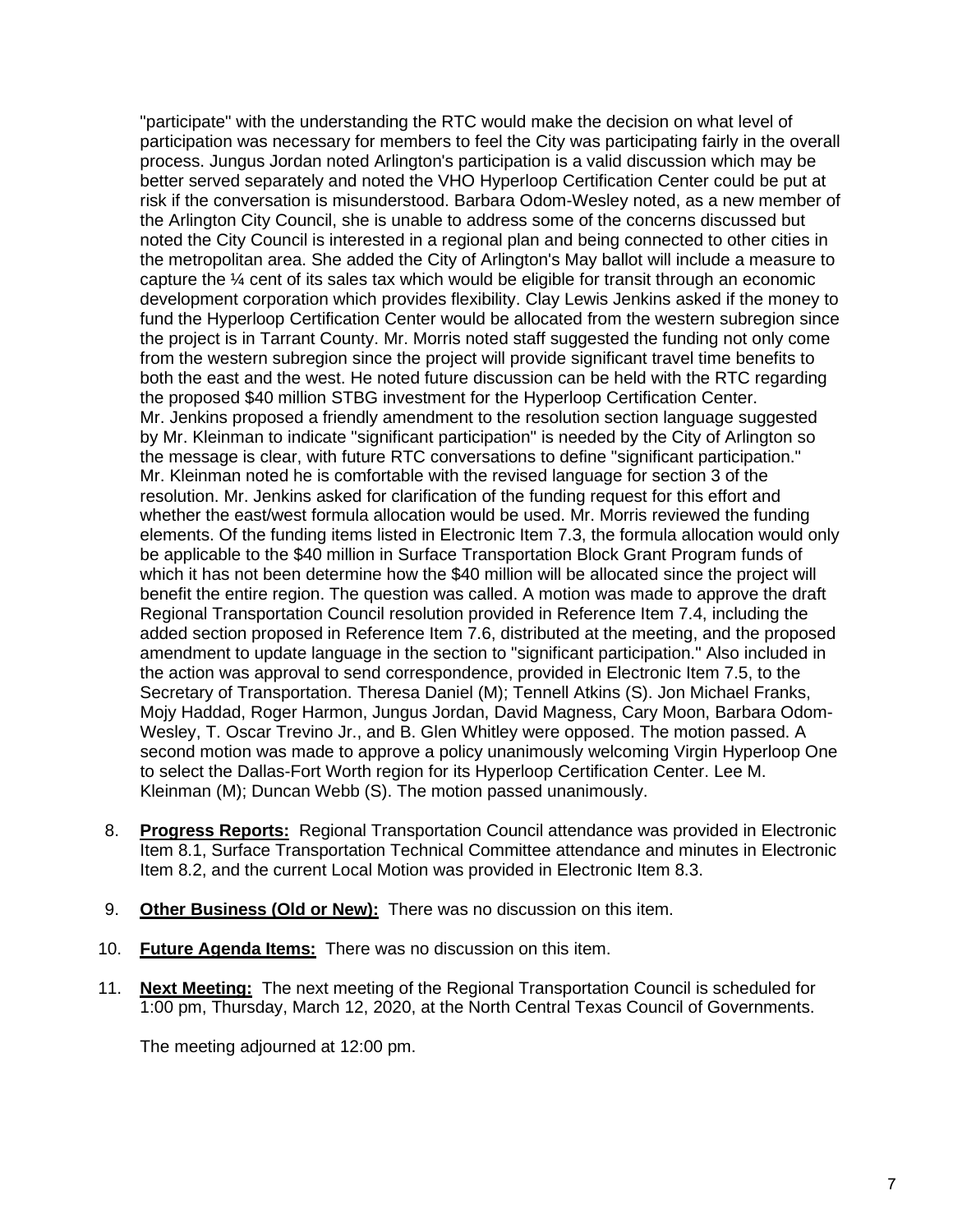"participate" with the understanding the RTC would make the decision on what level of participation was necessary for members to feel the City was participating fairly in the overall process. Jungus Jordan noted Arlington's participation is a valid discussion which may be better served separately and noted the VHO Hyperloop Certification Center could be put at risk if the conversation is misunderstood. Barbara Odom-Wesley noted, as a new member of the Arlington City Council, she is unable to address some of the concerns discussed but noted the City Council is interested in a regional plan and being connected to other cities in the metropolitan area. She added the City of Arlington's May ballot will include a measure to capture the ¼ cent of its sales tax which would be eligible for transit through an economic development corporation which provides flexibility. Clay Lewis Jenkins asked if the money to fund the Hyperloop Certification Center would be allocated from the western subregion since the project is in Tarrant County. Mr. Morris noted staff suggested the funding not only come from the western subregion since the project will provide significant travel time benefits to both the east and the west. He noted future discussion can be held with the RTC regarding the proposed $40 million STBG investment for the Hyperloop Certification Center. Mr. Jenkins proposed a friendly amendment to the resolution section language suggested by Mr. Kleinman to indicate "significant participation" is needed by the City of Arlington so the message is clear, with future RTC conversations to define "significant participation." Mr. Kleinman noted he is comfortable with the revised language for section 3 of the resolution. Mr. Jenkins asked for clarification of the funding request for this effort and whether the east/west formula allocation would be used. Mr. Morris reviewed the funding elements. Of the funding items listed in Electronic Item 7.3, the formula allocation would only be applicable to the $40 million in Surface Transportation Block Grant Program funds of which it has not been determine how the $40 million will be allocated since the project will benefit the entire region. The question was called. A motion was made to approve the draft Regional Transportation Council resolution provided in Reference Item 7.4, including the added section proposed in Reference Item 7.6, distributed at the meeting, and the proposed amendment to update language in the section to "significant participation." Also included in the action was approval to send correspondence, provided in Electronic Item 7.5, to the Secretary of Transportation. Theresa Daniel (M); Tennell Atkins (S). Jon Michael Franks, Mojy Haddad, Roger Harmon, Jungus Jordan, David Magness, Cary Moon, Barbara Odom-Wesley, T. Oscar Trevino Jr., and B. Glen Whitley were opposed. The motion passed. A second motion was made to approve a policy unanimously welcoming Virgin Hyperloop One to select the Dallas-Fort Worth region for its Hyperloop Certification Center. Lee M. Kleinman (M); Duncan Webb (S). The motion passed unanimously.

8. **Progress Reports:** Regional Transportation Council attendance was provided in Electronic Item 8.1, Surface Transportation Technical Committee attendance and minutes in Electronic Item 8.2, and the current Local Motion was provided in Electronic Item 8.3.

9. **Other Business (Old or New):** There was no discussion on this item.

10. **Future Agenda Items:** There was no discussion on this item.

11. **Next Meeting:** The next meeting of the Regional Transportation Council is scheduled for 1:00 pm, Thursday, March 12, 2020, at the North Central Texas Council of Governments.

    The meeting adjourned at 12:00 pm.